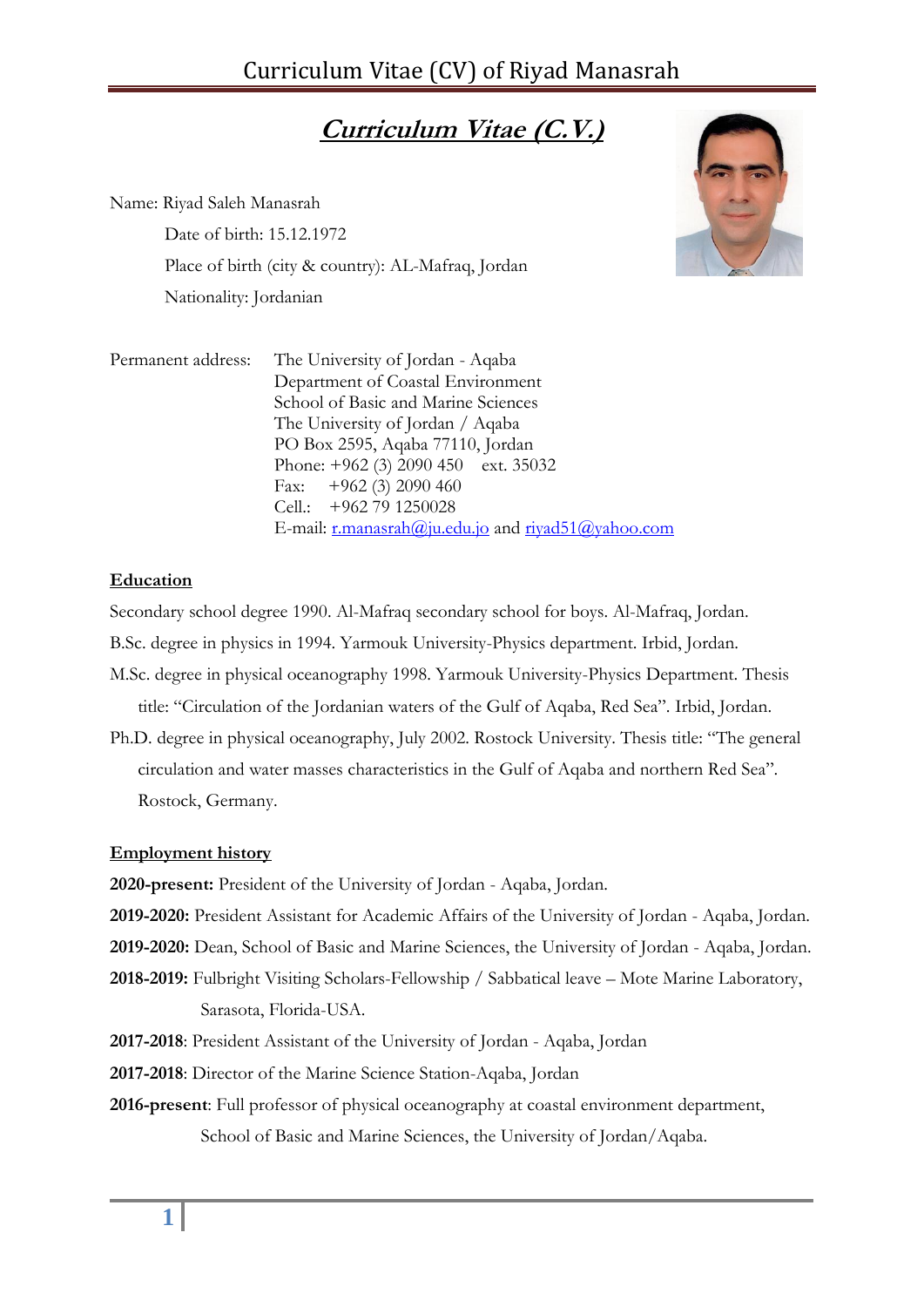# *Curriculum Vitae (C.V.)*

Name: Riyad Saleh Manasrah

Date of birth: 15.12.1972

Place of birth (city & country): AL-Mafraq, Jordan

Nationality: Jordanian

Permanent address:
The University of Jordan - Aqaba
Department of Coastal Environment
School of Basic and Marine Sciences
The University of Jordan / Aqaba
PO Box 2595, Aqaba 77110, Jordan
Phone: +962 (3) 2090 450 ext. 35032
Fax: +962 (3) 2090 460
Cell.: +962 79 1250028
E-mail: r.manasrah@ju.edu.jo and riyad51@yahoo.com

## Education

Secondary school degree 1990. Al-Mafraq secondary school for boys. Al-Mafraq, Jordan.

B.Sc. degree in physics in 1994. Yarmouk University-Physics department. Irbid, Jordan.

M.Sc. degree in physical oceanography 1998. Yarmouk University-Physics Department. Thesis title: "Circulation of the Jordanian waters of the Gulf of Aqaba, Red Sea". Irbid, Jordan.

Ph.D. degree in physical oceanography, July 2002. Rostock University. Thesis title: "The general circulation and water masses characteristics in the Gulf of Aqaba and northern Red Sea". Rostock, Germany.

## Employment history

**2020-present:** President of the University of Jordan - Aqaba, Jordan.

**2019-2020:** President Assistant for Academic Affairs of the University of Jordan - Aqaba, Jordan.

**2019-2020:** Dean, School of Basic and Marine Sciences, the University of Jordan - Aqaba, Jordan.

**2018-2019:** Fulbright Visiting Scholars-Fellowship / Sabbatical leave – Mote Marine Laboratory, Sarasota, Florida-USA.

**2017-2018**: President Assistant of the University of Jordan - Aqaba, Jordan

**2017-2018**: Director of the Marine Science Station-Aqaba, Jordan

**2016-present**: Full professor of physical oceanography at coastal environment department, School of Basic and Marine Sciences, the University of Jordan/Aqaba.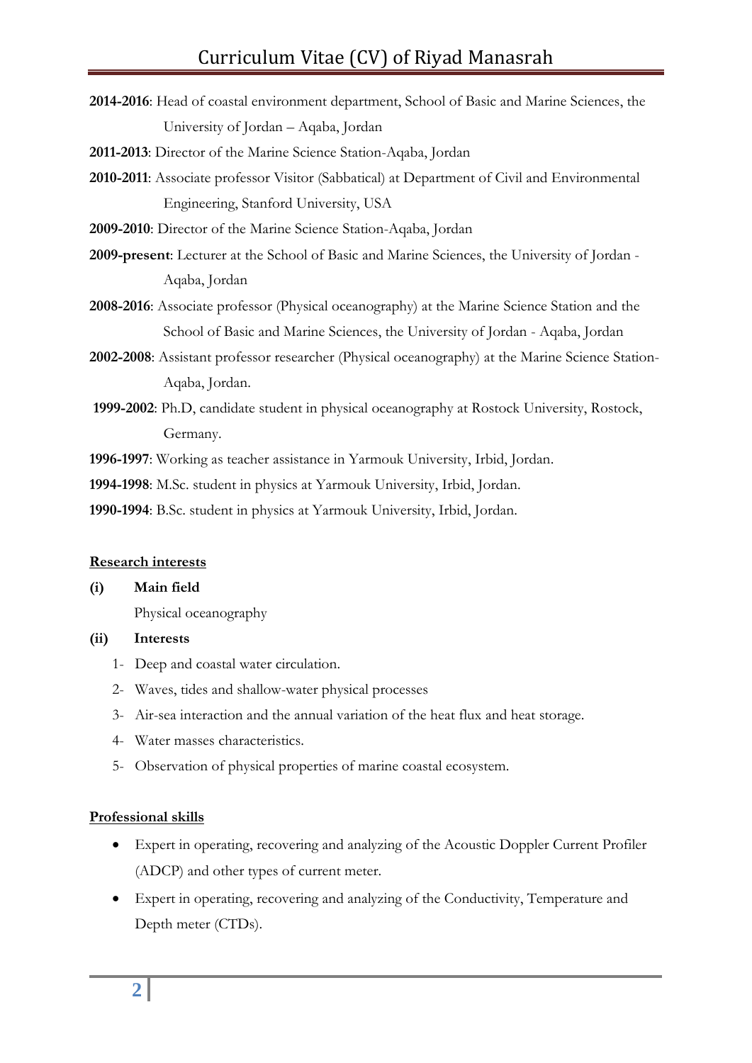**2014-2016**: Head of coastal environment department, School of Basic and Marine Sciences, the University of Jordan – Aqaba, Jordan

**2011-2013**: Director of the Marine Science Station-Aqaba, Jordan

**2010-2011**: Associate professor Visitor (Sabbatical) at Department of Civil and Environmental Engineering, Stanford University, USA

**2009-2010**: Director of the Marine Science Station-Aqaba, Jordan

**2009-present**: Lecturer at the School of Basic and Marine Sciences, the University of Jordan - Aqaba, Jordan

**2008-2016**: Associate professor (Physical oceanography) at the Marine Science Station and the School of Basic and Marine Sciences, the University of Jordan - Aqaba, Jordan

**2002-2008**: Assistant professor researcher (Physical oceanography) at the Marine Science Station-Aqaba, Jordan.

**1999-2002**: Ph.D, candidate student in physical oceanography at Rostock University, Rostock, Germany.

**1996-1997**: Working as teacher assistance in Yarmouk University, Irbid, Jordan.

**1994-1998**: M.Sc. student in physics at Yarmouk University, Irbid, Jordan.

**1990-1994**: B.Sc. student in physics at Yarmouk University, Irbid, Jordan.

## Research interests

**(i) Main field**

Physical oceanography

**(ii) Interests**

1- Deep and coastal water circulation.
2- Waves, tides and shallow-water physical processes
3- Air-sea interaction and the annual variation of the heat flux and heat storage.
4- Water masses characteristics.
5- Observation of physical properties of marine coastal ecosystem.

## Professional skills

- Expert in operating, recovering and analyzing of the Acoustic Doppler Current Profiler (ADCP) and other types of current meter.
- Expert in operating, recovering and analyzing of the Conductivity, Temperature and Depth meter (CTDs).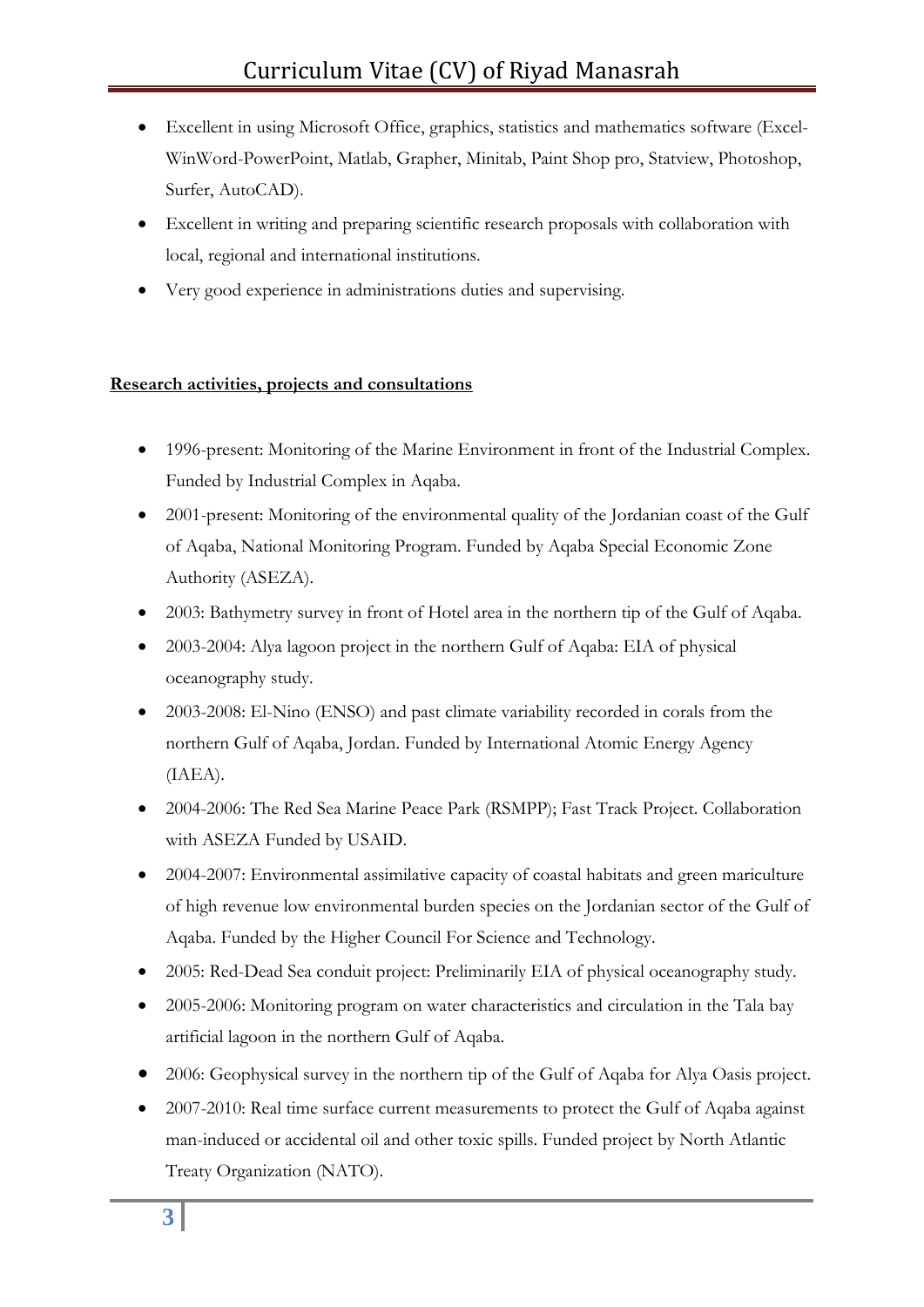- Excellent in using Microsoft Office, graphics, statistics and mathematics software (Excel-WinWord-PowerPoint, Matlab, Grapher, Minitab, Paint Shop pro, Statview, Photoshop, Surfer, AutoCAD).
- Excellent in writing and preparing scientific research proposals with collaboration with local, regional and international institutions.
- Very good experience in administrations duties and supervising.

**Research activities, projects and consultations**

- 1996-present: Monitoring of the Marine Environment in front of the Industrial Complex. Funded by Industrial Complex in Aqaba.
- 2001-present: Monitoring of the environmental quality of the Jordanian coast of the Gulf of Aqaba, National Monitoring Program. Funded by Aqaba Special Economic Zone Authority (ASEZA).
- 2003: Bathymetry survey in front of Hotel area in the northern tip of the Gulf of Aqaba.
- 2003-2004: Alya lagoon project in the northern Gulf of Aqaba: EIA of physical oceanography study.
- 2003-2008: El-Nino (ENSO) and past climate variability recorded in corals from the northern Gulf of Aqaba, Jordan. Funded by International Atomic Energy Agency (IAEA).
- 2004-2006: The Red Sea Marine Peace Park (RSMPP); Fast Track Project. Collaboration with ASEZA Funded by USAID.
- 2004-2007: Environmental assimilative capacity of coastal habitats and green mariculture of high revenue low environmental burden species on the Jordanian sector of the Gulf of Aqaba. Funded by the Higher Council For Science and Technology.
- 2005: Red-Dead Sea conduit project: Preliminarily EIA of physical oceanography study.
- 2005-2006: Monitoring program on water characteristics and circulation in the Tala bay artificial lagoon in the northern Gulf of Aqaba.
- 2006: Geophysical survey in the northern tip of the Gulf of Aqaba for Alya Oasis project.
- 2007-2010: Real time surface current measurements to protect the Gulf of Aqaba against man-induced or accidental oil and other toxic spills. Funded project by North Atlantic Treaty Organization (NATO).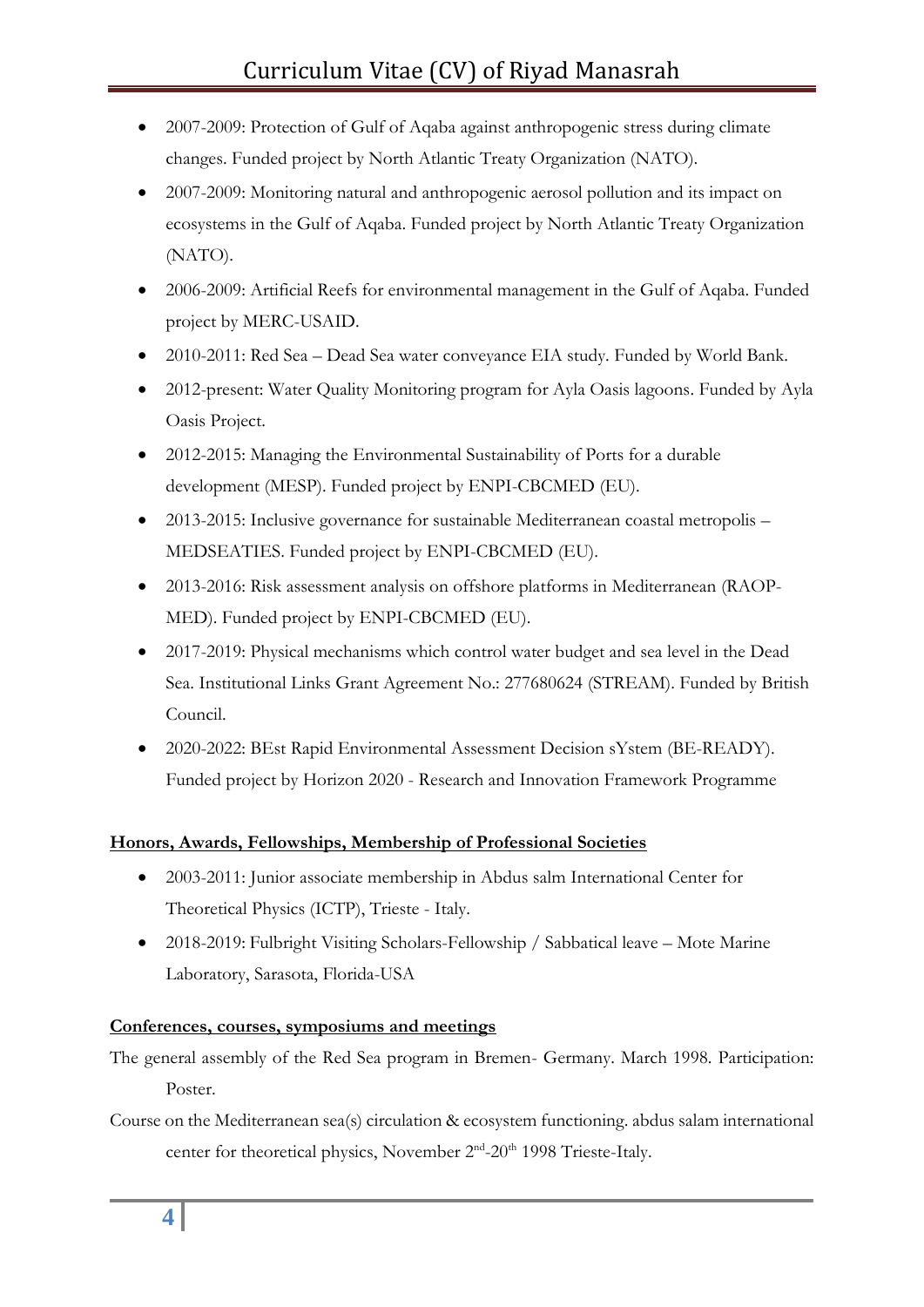- 2007-2009: Protection of Gulf of Aqaba against anthropogenic stress during climate changes. Funded project by North Atlantic Treaty Organization (NATO).
- 2007-2009: Monitoring natural and anthropogenic aerosol pollution and its impact on ecosystems in the Gulf of Aqaba. Funded project by North Atlantic Treaty Organization (NATO).
- 2006-2009: Artificial Reefs for environmental management in the Gulf of Aqaba. Funded project by MERC-USAID.
- 2010-2011: Red Sea – Dead Sea water conveyance EIA study. Funded by World Bank.
- 2012-present: Water Quality Monitoring program for Ayla Oasis lagoons. Funded by Ayla Oasis Project.
- 2012-2015: Managing the Environmental Sustainability of Ports for a durable development (MESP). Funded project by ENPI-CBCMED (EU).
- 2013-2015: Inclusive governance for sustainable Mediterranean coastal metropolis – MEDSEATIES. Funded project by ENPI-CBCMED (EU).
- 2013-2016: Risk assessment analysis on offshore platforms in Mediterranean (RAOP-MED). Funded project by ENPI-CBCMED (EU).
- 2017-2019: Physical mechanisms which control water budget and sea level in the Dead Sea. Institutional Links Grant Agreement No.: 277680624 (STREAM). Funded by British Council.
- 2020-2022: BEst Rapid Environmental Assessment Decision sYstem (BE-READY). Funded project by Horizon 2020 - Research and Innovation Framework Programme

## Honors, Awards, Fellowships, Membership of Professional Societies

- 2003-2011: Junior associate membership in Abdus salm International Center for Theoretical Physics (ICTP), Trieste - Italy.
- 2018-2019: Fulbright Visiting Scholars-Fellowship / Sabbatical leave – Mote Marine Laboratory, Sarasota, Florida-USA

## Conferences, courses, symposiums and meetings

The general assembly of the Red Sea program in Bremen- Germany. March 1998. Participation: Poster.

Course on the Mediterranean sea(s) circulation & ecosystem functioning. abdus salam international center for theoretical physics, November 2nd-20th 1998 Trieste-Italy.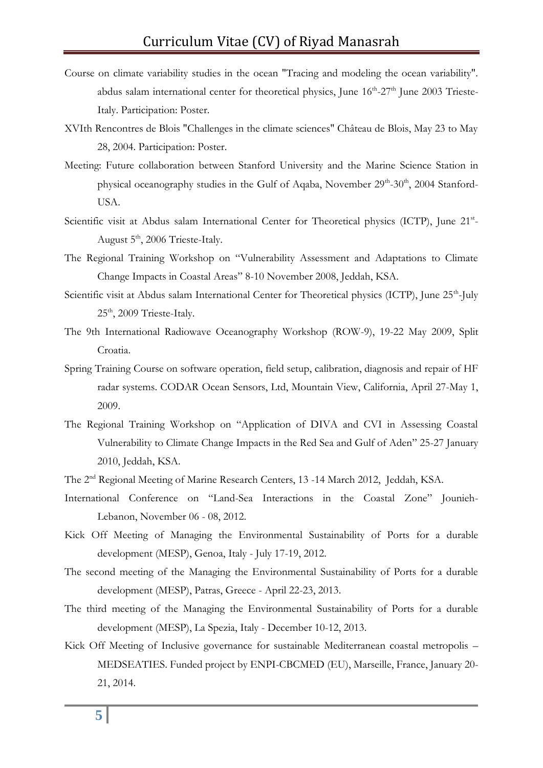Course on climate variability studies in the ocean "Tracing and modeling the ocean variability". abdus salam international center for theoretical physics, June $16^{th}$-$27^{th}$ June 2003 Trieste-Italy. Participation: Poster.

XVIth Rencontres de Blois "Challenges in the climate sciences" Château de Blois, May 23 to May 28, 2004. Participation: Poster.

Meeting: Future collaboration between Stanford University and the Marine Science Station in physical oceanography studies in the Gulf of Aqaba, November $29^{th}$-$30^{th}$, 2004 Stanford-USA.

Scientific visit at Abdus salam International Center for Theoretical physics (ICTP), June $21^{st}$-August $5^{th}$, 2006 Trieste-Italy.

The Regional Training Workshop on "Vulnerability Assessment and Adaptations to Climate Change Impacts in Coastal Areas" 8-10 November 2008, Jeddah, KSA.

Scientific visit at Abdus salam International Center for Theoretical physics (ICTP), June $25^{th}$-July $25^{th}$, 2009 Trieste-Italy.

The 9th International Radiowave Oceanography Workshop (ROW-9), 19-22 May 2009, Split Croatia.

Spring Training Course on software operation, field setup, calibration, diagnosis and repair of HF radar systems. CODAR Ocean Sensors, Ltd, Mountain View, California, April 27-May 1, 2009.

The Regional Training Workshop on "Application of DIVA and CVI in Assessing Coastal Vulnerability to Climate Change Impacts in the Red Sea and Gulf of Aden" 25-27 January 2010, Jeddah, KSA.

The $2^{nd}$ Regional Meeting of Marine Research Centers, 13 -14 March 2012, Jeddah, KSA.

International Conference on "Land-Sea Interactions in the Coastal Zone" Jounieh-Lebanon, November 06 - 08, 2012.

Kick Off Meeting of Managing the Environmental Sustainability of Ports for a durable development (MESP), Genoa, Italy - July 17-19, 2012.

The second meeting of the Managing the Environmental Sustainability of Ports for a durable development (MESP), Patras, Greece - April 22-23, 2013.

The third meeting of the Managing the Environmental Sustainability of Ports for a durable development (MESP), La Spezia, Italy - December 10-12, 2013.

Kick Off Meeting of Inclusive governance for sustainable Mediterranean coastal metropolis – MEDSEATIES. Funded project by ENPI-CBCMED (EU), Marseille, France, January 20-21, 2014.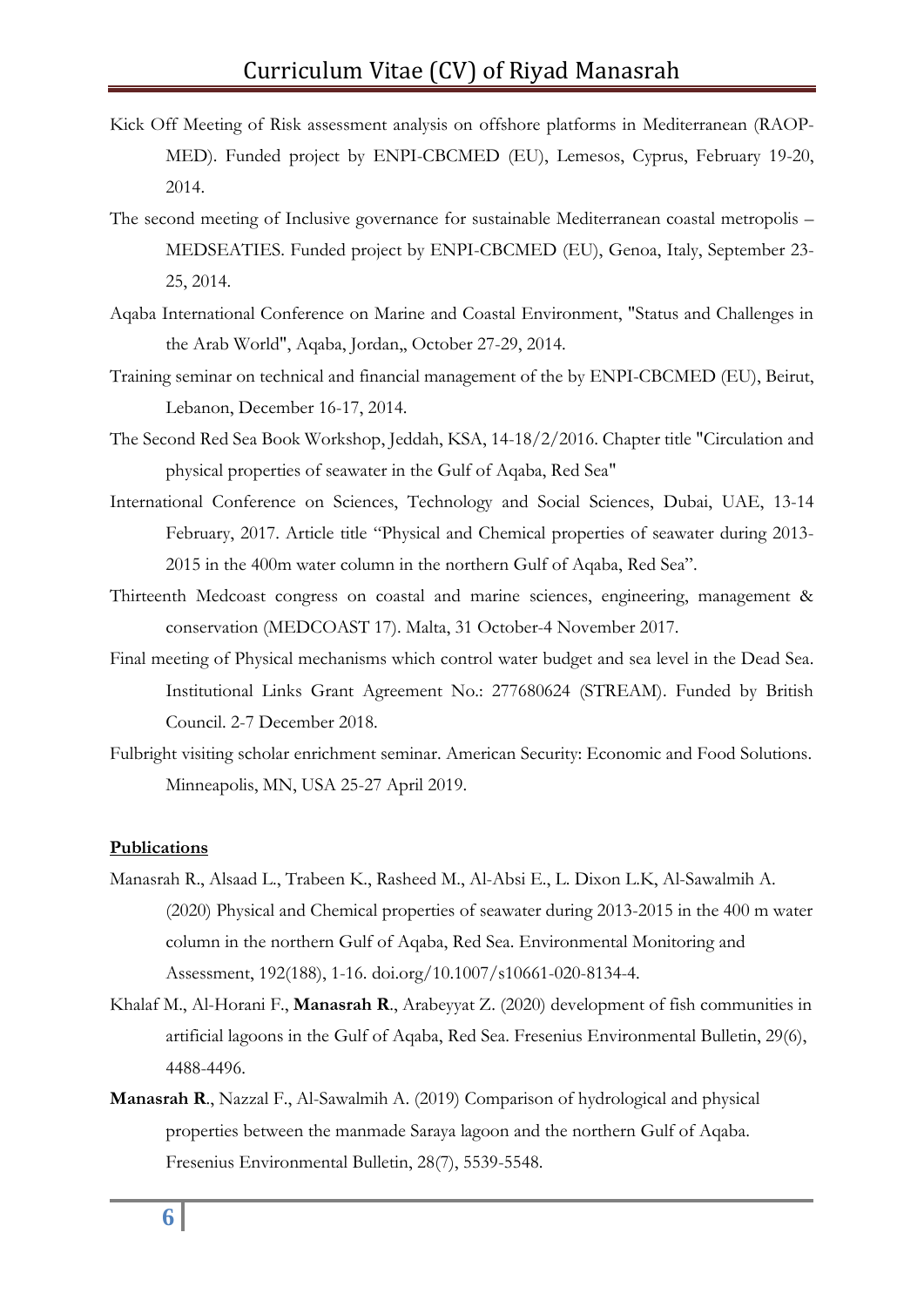Kick Off Meeting of Risk assessment analysis on offshore platforms in Mediterranean (RAOP-MED). Funded project by ENPI-CBCMED (EU), Lemesos, Cyprus, February 19-20, 2014.

The second meeting of Inclusive governance for sustainable Mediterranean coastal metropolis – MEDSEATIES. Funded project by ENPI-CBCMED (EU), Genoa, Italy, September 23-25, 2014.

Aqaba International Conference on Marine and Coastal Environment, "Status and Challenges in the Arab World", Aqaba, Jordan,, October 27-29, 2014.

Training seminar on technical and financial management of the by ENPI-CBCMED (EU), Beirut, Lebanon, December 16-17, 2014.

The Second Red Sea Book Workshop, Jeddah, KSA, 14-18/2/2016. Chapter title "Circulation and physical properties of seawater in the Gulf of Aqaba, Red Sea"

International Conference on Sciences, Technology and Social Sciences, Dubai, UAE, 13-14 February, 2017. Article title "Physical and Chemical properties of seawater during 2013-2015 in the 400m water column in the northern Gulf of Aqaba, Red Sea".

Thirteenth Medcoast congress on coastal and marine sciences, engineering, management & conservation (MEDCOAST 17). Malta, 31 October-4 November 2017.

Final meeting of Physical mechanisms which control water budget and sea level in the Dead Sea. Institutional Links Grant Agreement No.: 277680624 (STREAM). Funded by British Council. 2-7 December 2018.

Fulbright visiting scholar enrichment seminar. American Security: Economic and Food Solutions. Minneapolis, MN, USA 25-27 April 2019.

## Publications

Manasrah R., Alsaad L., Trabeen K., Rasheed M., Al-Absi E., L. Dixon L.K, Al-Sawalmih A. (2020) Physical and Chemical properties of seawater during 2013-2015 in the 400 m water column in the northern Gulf of Aqaba, Red Sea. Environmental Monitoring and Assessment, 192(188), 1-16. doi.org/10.1007/s10661-020-8134-4.

Khalaf M., Al-Horani F., **Manasrah R**., Arabeyyat Z. (2020) development of fish communities in artificial lagoons in the Gulf of Aqaba, Red Sea. Fresenius Environmental Bulletin, 29(6), 4488-4496.

**Manasrah R**., Nazzal F., Al-Sawalmih A. (2019) Comparison of hydrological and physical properties between the manmade Saraya lagoon and the northern Gulf of Aqaba. Fresenius Environmental Bulletin, 28(7), 5539-5548.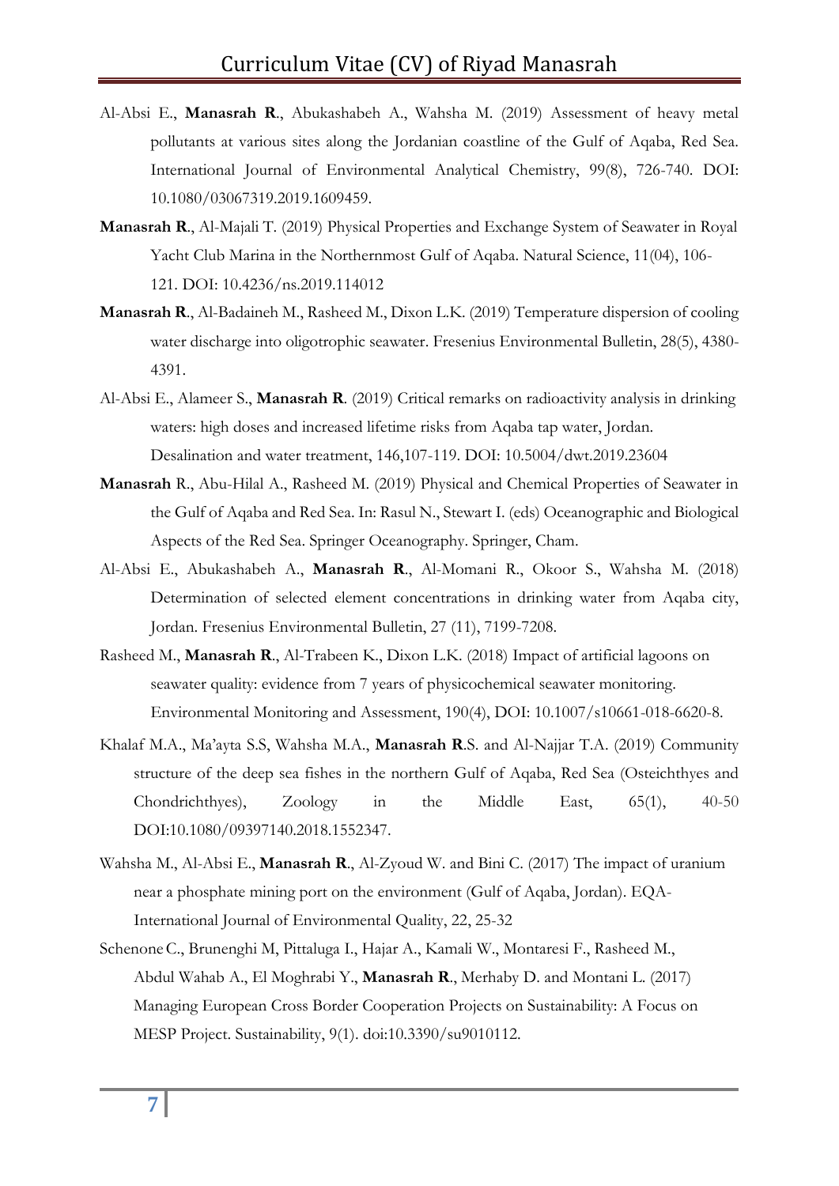Al-Absi E., **Manasrah R**., Abukashabeh A., Wahsha M. (2019) Assessment of heavy metal pollutants at various sites along the Jordanian coastline of the Gulf of Aqaba, Red Sea. International Journal of Environmental Analytical Chemistry, 99(8), 726-740. DOI: 10.1080/03067319.2019.1609459.

**Manasrah R**., Al-Majali T. (2019) Physical Properties and Exchange System of Seawater in Royal Yacht Club Marina in the Northernmost Gulf of Aqaba. Natural Science, 11(04), 106-121. DOI: 10.4236/ns.2019.114012

**Manasrah R**., Al-Badaineh M., Rasheed M., Dixon L.K. (2019) Temperature dispersion of cooling water discharge into oligotrophic seawater. Fresenius Environmental Bulletin, 28(5), 4380-4391.

Al-Absi E., Alameer S., **Manasrah R**. (2019) Critical remarks on radioactivity analysis in drinking waters: high doses and increased lifetime risks from Aqaba tap water, Jordan. Desalination and water treatment, 146,107-119. DOI: 10.5004/dwt.2019.23604

**Manasrah** R., Abu-Hilal A., Rasheed M. (2019) Physical and Chemical Properties of Seawater in the Gulf of Aqaba and Red Sea. In: Rasul N., Stewart I. (eds) Oceanographic and Biological Aspects of the Red Sea. Springer Oceanography. Springer, Cham.

Al-Absi E., Abukashabeh A., **Manasrah R**., Al-Momani R., Okoor S., Wahsha M. (2018) Determination of selected element concentrations in drinking water from Aqaba city, Jordan. Fresenius Environmental Bulletin, 27 (11), 7199-7208.

Rasheed M., **Manasrah R**., Al-Trabeen K., Dixon L.K. (2018) Impact of artificial lagoons on seawater quality: evidence from 7 years of physicochemical seawater monitoring. Environmental Monitoring and Assessment, 190(4), DOI: 10.1007/s10661-018-6620-8.

Khalaf M.A., Ma'ayta S.S, Wahsha M.A., **Manasrah R**.S. and Al-Najjar T.A. (2019) Community structure of the deep sea fishes in the northern Gulf of Aqaba, Red Sea (Osteichthyes and Chondrichthyes), Zoology in the Middle East, 65(1), 40-50 DOI:10.1080/09397140.2018.1552347.

Wahsha M., Al-Absi E., **Manasrah R**., Al-Zyoud W. and Bini C. (2017) The impact of uranium near a phosphate mining port on the environment (Gulf of Aqaba, Jordan). EQA-International Journal of Environmental Quality, 22, 25-32

Schenone C., Brunenghi M, Pittaluga I., Hajar A., Kamali W., Montaresi F., Rasheed M., Abdul Wahab A., El Moghrabi Y., **Manasrah R**., Merhaby D. and Montani L. (2017) Managing European Cross Border Cooperation Projects on Sustainability: A Focus on MESP Project. Sustainability, 9(1). doi:10.3390/su9010112.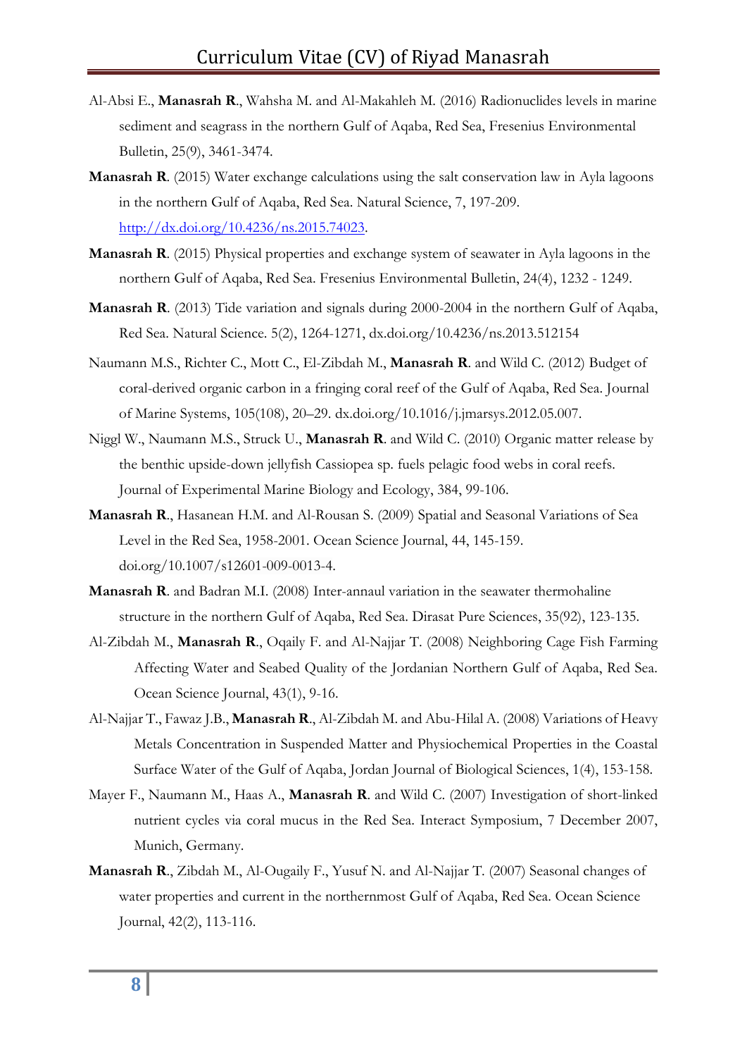Al-Absi E., **Manasrah R**., Wahsha M. and Al-Makahleh M. (2016) Radionuclides levels in marine sediment and seagrass in the northern Gulf of Aqaba, Red Sea, Fresenius Environmental Bulletin, 25(9), 3461-3474.

**Manasrah R**. (2015) Water exchange calculations using the salt conservation law in Ayla lagoons in the northern Gulf of Aqaba, Red Sea. Natural Science, 7, 197-209. http://dx.doi.org/10.4236/ns.2015.74023.

**Manasrah R**. (2015) Physical properties and exchange system of seawater in Ayla lagoons in the northern Gulf of Aqaba, Red Sea. Fresenius Environmental Bulletin, 24(4), 1232 - 1249.

**Manasrah R**. (2013) Tide variation and signals during 2000-2004 in the northern Gulf of Aqaba, Red Sea. Natural Science. 5(2), 1264-1271, dx.doi.org/10.4236/ns.2013.512154

Naumann M.S., Richter C., Mott C., El-Zibdah M., **Manasrah R**. and Wild C. (2012) Budget of coral-derived organic carbon in a fringing coral reef of the Gulf of Aqaba, Red Sea. Journal of Marine Systems, 105(108), 20–29. dx.doi.org/10.1016/j.jmarsys.2012.05.007.

Niggl W., Naumann M.S., Struck U., **Manasrah R**. and Wild C. (2010) Organic matter release by the benthic upside-down jellyfish Cassiopea sp. fuels pelagic food webs in coral reefs. Journal of Experimental Marine Biology and Ecology, 384, 99-106.

**Manasrah R**., Hasanean H.M. and Al-Rousan S. (2009) Spatial and Seasonal Variations of Sea Level in the Red Sea, 1958-2001. Ocean Science Journal, 44, 145-159. doi.org/10.1007/s12601-009-0013-4.

**Manasrah R**. and Badran M.I. (2008) Inter-annaul variation in the seawater thermohaline structure in the northern Gulf of Aqaba, Red Sea. Dirasat Pure Sciences, 35(92), 123-135.

Al-Zibdah M., **Manasrah R**., Oqaily F. and Al-Najjar T. (2008) Neighboring Cage Fish Farming Affecting Water and Seabed Quality of the Jordanian Northern Gulf of Aqaba, Red Sea. Ocean Science Journal, 43(1), 9-16.

Al-Najjar T., Fawaz J.B., **Manasrah R**., Al-Zibdah M. and Abu-Hilal A. (2008) Variations of Heavy Metals Concentration in Suspended Matter and Physiochemical Properties in the Coastal Surface Water of the Gulf of Aqaba, Jordan Journal of Biological Sciences, 1(4), 153-158.

Mayer F., Naumann M., Haas A., **Manasrah R**. and Wild C. (2007) Investigation of short-linked nutrient cycles via coral mucus in the Red Sea. Interact Symposium, 7 December 2007, Munich, Germany.

**Manasrah R**., Zibdah M., Al-Ougaily F., Yusuf N. and Al-Najjar T. (2007) Seasonal changes of water properties and current in the northernmost Gulf of Aqaba, Red Sea. Ocean Science Journal, 42(2), 113-116.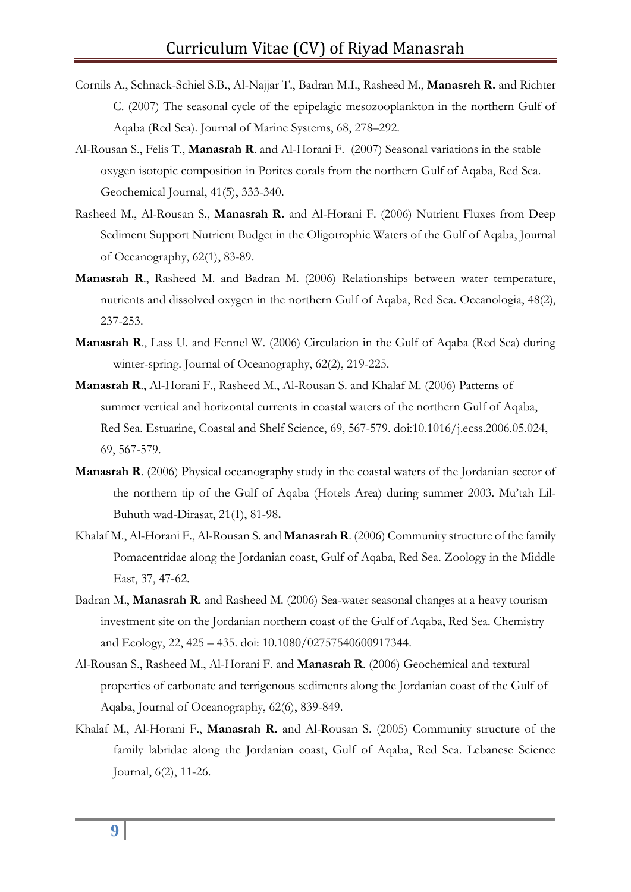Cornils A., Schnack-Schiel S.B., Al-Najjar T., Badran M.I., Rasheed M., **Manasreh R.** and Richter C. (2007) The seasonal cycle of the epipelagic mesozooplankton in the northern Gulf of Aqaba (Red Sea). Journal of Marine Systems, 68, 278–292.

Al-Rousan S., Felis T., **Manasrah R**. and Al-Horani F. (2007) Seasonal variations in the stable oxygen isotopic composition in Porites corals from the northern Gulf of Aqaba, Red Sea. Geochemical Journal, 41(5), 333-340.

Rasheed M., Al-Rousan S., **Manasrah R.** and Al-Horani F. (2006) Nutrient Fluxes from Deep Sediment Support Nutrient Budget in the Oligotrophic Waters of the Gulf of Aqaba, Journal of Oceanography, 62(1), 83-89.

**Manasrah R**., Rasheed M. and Badran M. (2006) Relationships between water temperature, nutrients and dissolved oxygen in the northern Gulf of Aqaba, Red Sea. Oceanologia, 48(2), 237-253.

**Manasrah R**., Lass U. and Fennel W. (2006) Circulation in the Gulf of Aqaba (Red Sea) during winter-spring. Journal of Oceanography, 62(2), 219-225.

**Manasrah R**., Al-Horani F., Rasheed M., Al-Rousan S. and Khalaf M. (2006) Patterns of summer vertical and horizontal currents in coastal waters of the northern Gulf of Aqaba, Red Sea. Estuarine, Coastal and Shelf Science, 69, 567-579. doi:10.1016/j.ecss.2006.05.024, 69, 567-579.

**Manasrah R**. (2006) Physical oceanography study in the coastal waters of the Jordanian sector of the northern tip of the Gulf of Aqaba (Hotels Area) during summer 2003. Mu'tah Lil-Buhuth wad-Dirasat, 21(1), 81-98**.**

Khalaf M., Al-Horani F., Al-Rousan S. and **Manasrah R**. (2006) Community structure of the family Pomacentridae along the Jordanian coast, Gulf of Aqaba, Red Sea. Zoology in the Middle East, 37, 47-62.

Badran M., **Manasrah R**. and Rasheed M. (2006) Sea-water seasonal changes at a heavy tourism investment site on the Jordanian northern coast of the Gulf of Aqaba, Red Sea. Chemistry and Ecology, 22, 425 – 435. doi: 10.1080/02757540600917344.

Al-Rousan S., Rasheed M., Al-Horani F. and **Manasrah R**. (2006) Geochemical and textural properties of carbonate and terrigenous sediments along the Jordanian coast of the Gulf of Aqaba, Journal of Oceanography, 62(6), 839-849.

Khalaf M., Al-Horani F., **Manasrah R.** and Al-Rousan S. (2005) Community structure of the family labridae along the Jordanian coast, Gulf of Aqaba, Red Sea. Lebanese Science Journal, 6(2), 11-26.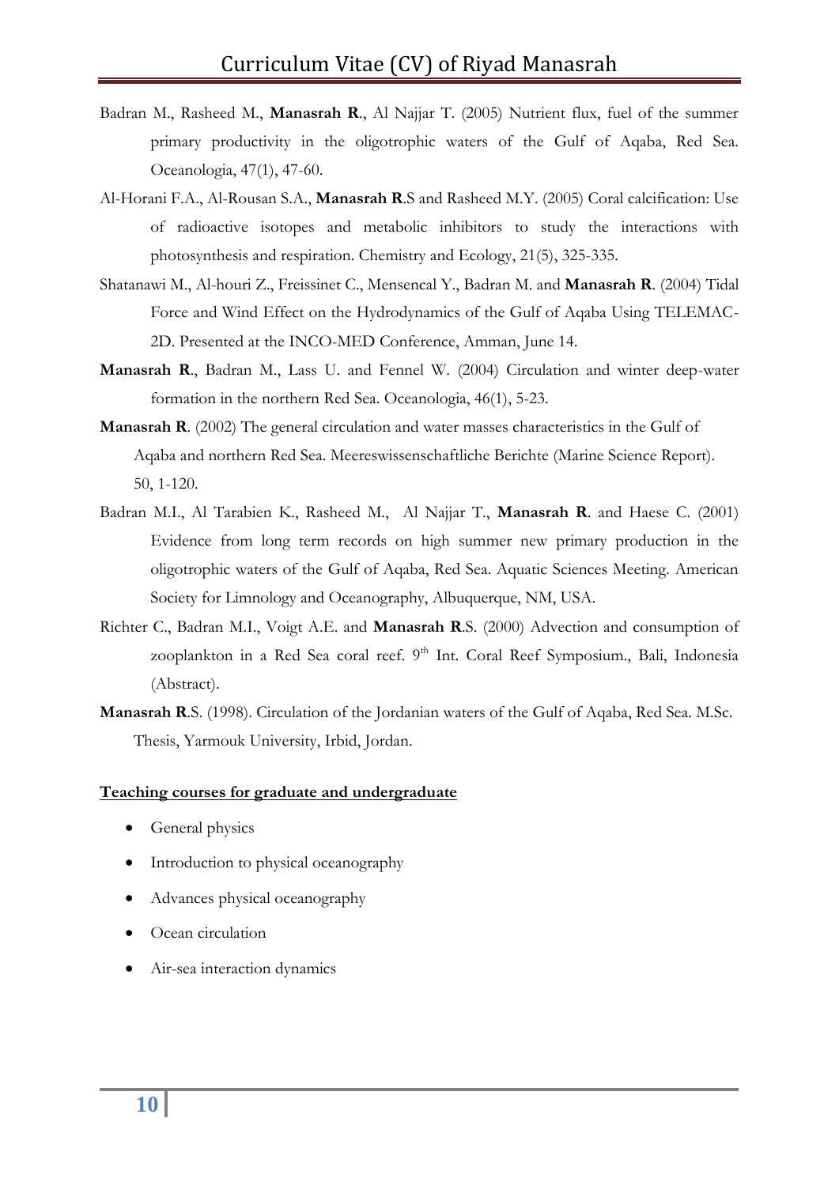Badran M., Rasheed M., **Manasrah R.**, Al Najjar T. (2005) Nutrient flux, fuel of the summer primary productivity in the oligotrophic waters of the Gulf of Aqaba, Red Sea. Oceanologia, 47(1), 47-60.

Al-Horani F.A., Al-Rousan S.A., **Manasrah R**.S and Rasheed M.Y. (2005) Coral calcification: Use of radioactive isotopes and metabolic inhibitors to study the interactions with photosynthesis and respiration. Chemistry and Ecology, 21(5), 325-335.

Shatanawi M., Al-houri Z., Freissinet C., Mensencal Y., Badran M. and **Manasrah R**. (2004) Tidal Force and Wind Effect on the Hydrodynamics of the Gulf of Aqaba Using TELEMAC-2D. Presented at the INCO-MED Conference, Amman, June 14.

**Manasrah R**., Badran M., Lass U. and Fennel W. (2004) Circulation and winter deep-water formation in the northern Red Sea. Oceanologia, 46(1), 5-23.

**Manasrah R**. (2002) The general circulation and water masses characteristics in the Gulf of Aqaba and northern Red Sea. Meereswissenschaftliche Berichte (Marine Science Report). 50, 1-120.

Badran M.I., Al Tarabien K., Rasheed M., Al Najjar T., **Manasrah R**. and Haese C. (2001) Evidence from long term records on high summer new primary production in the oligotrophic waters of the Gulf of Aqaba, Red Sea. Aquatic Sciences Meeting. American Society for Limnology and Oceanography, Albuquerque, NM, USA.

Richter C., Badran M.I., Voigt A.E. and **Manasrah R**.S. (2000) Advection and consumption of zooplankton in a Red Sea coral reef. 9th Int. Coral Reef Symposium., Bali, Indonesia (Abstract).

**Manasrah R**.S. (1998). Circulation of the Jordanian waters of the Gulf of Aqaba, Red Sea. M.Sc. Thesis, Yarmouk University, Irbid, Jordan.

**Teaching courses for graduate and undergraduate**

- General physics
- Introduction to physical oceanography
- Advances physical oceanography
- Ocean circulation
- Air-sea interaction dynamics